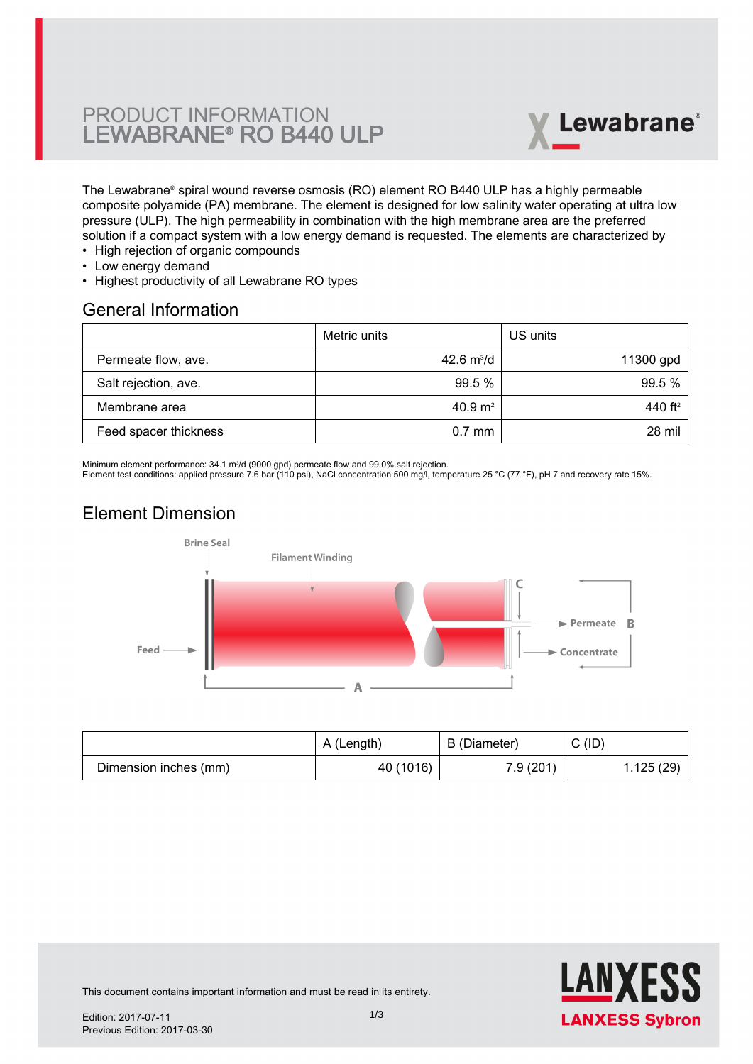# PRODUCT INFORMATION
# LEWABRANE® RO B440 ULP

The Lewabrane® spiral wound reverse osmosis (RO) element RO B440 ULP has a highly permeable composite polyamide (PA) membrane. The element is designed for low salinity water operating at ultra low pressure (ULP). The high permeability in combination with the high membrane area are the preferred solution if a compact system with a low energy demand is requested. The elements are characterized by

- High rejection of organic compounds
- Low energy demand
- Highest productivity of all Lewabrane RO types

## General Information

| | Metric units | US units |
|---|---|---|
| Permeate flow, ave. | 42.6 $m^3/d$ | 11300 gpd |
| Salt rejection, ave. | 99.5 % | 99.5 % |
| Membrane area | 40.9 $m^2$ | 440 $ft^2$ |
| Feed spacer thickness | 0.7 mm | 28 mil |

Minimum element performance: 34.1 $m^3/d$ (9000 gpd) permeate flow and 99.0% salt rejection.
Element test conditions: applied pressure 7.6 bar (110 psi), NaCl concentration 500 mg/l, temperature 25 °C (77 °F), pH 7 and recovery rate 15%.

## Element Dimension

Brine Seal

Filament Winding

Feed

Permeate

Concentrate

A B C

| | A (Length) | B (Diameter) | C (ID) |
|---|---|---|---|
| Dimension inches (mm) | 40 (1016) | 7.9 (201) | 1.125 (29) |

This document contains important information and must be read in its entirety.

Edition: 2017-07-11
Previous Edition: 2017-03-30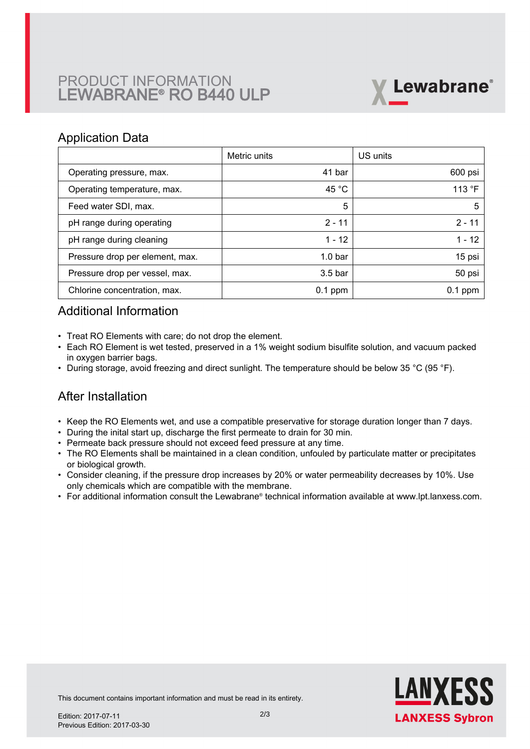# PRODUCT INFORMATION
# LEWABRANE® RO B440 ULP

## Application Data

| | Metric units | US units |
|---|---|---|
| Operating pressure, max. | 41 bar | 600 psi |
| Operating temperature, max. | 45 °C | 113 °F |
| Feed water SDI, max. | 5 | 5 |
| pH range during operating | 2 - 11 | 2 - 11 |
| pH range during cleaning | 1 - 12 | 1 - 12 |
| Pressure drop per element, max. | 1.0 bar | 15 psi |
| Pressure drop per vessel, max. | 3.5 bar | 50 psi |
| Chlorine concentration, max. | 0.1 ppm | 0.1 ppm |

## Additional Information

- Treat RO Elements with care; do not drop the element.
- Each RO Element is wet tested, preserved in a 1% weight sodium bisulfite solution, and vacuum packed in oxygen barrier bags.
- During storage, avoid freezing and direct sunlight. The temperature should be below 35 °C (95 °F).

## After Installation

- Keep the RO Elements wet, and use a compatible preservative for storage duration longer than 7 days.
- During the inital start up, discharge the first permeate to drain for 30 min.
- Permeate back pressure should not exceed feed pressure at any time.
- The RO Elements shall be maintained in a clean condition, unfouled by particulate matter or precipitates or biological growth.
- Consider cleaning, if the pressure drop increases by 20% or water permeability decreases by 10%. Use only chemicals which are compatible with the membrane.
- For additional information consult the Lewabrane® technical information available at www.lpt.lanxess.com.

This document contains important information and must be read in its entirety.

Edition: 2017-07-11
Previous Edition: 2017-03-30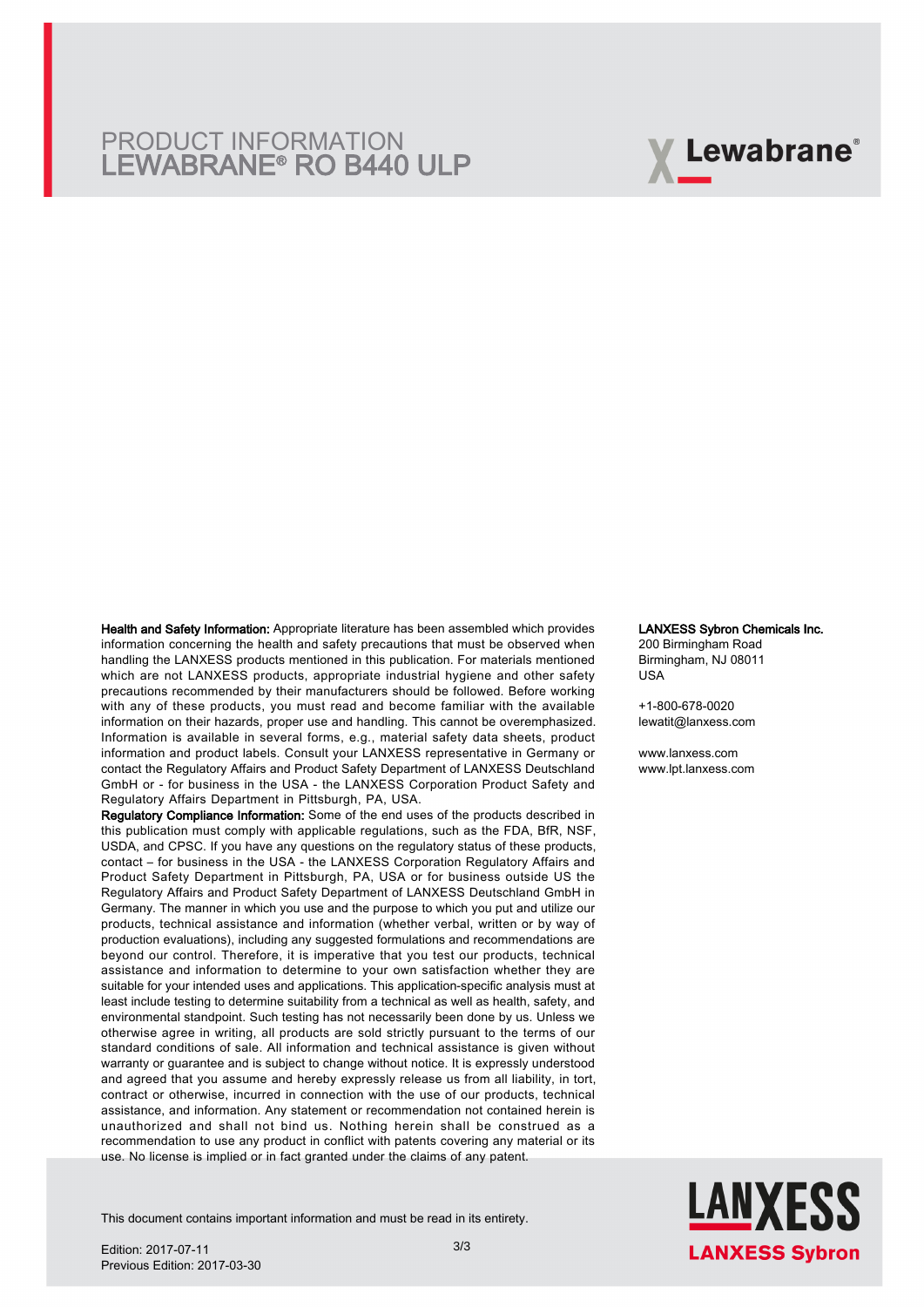**Health and Safety Information:** Appropriate literature has been assembled which provides information concerning the health and safety precautions that must be observed when handling the LANXESS products mentioned in this publication. For materials mentioned which are not LANXESS products, appropriate industrial hygiene and other safety precautions recommended by their manufacturers should be followed. Before working with any of these products, you must read and become familiar with the available information on their hazards, proper use and handling. This cannot be overemphasized. Information is available in several forms, e.g., material safety data sheets, product information and product labels. Consult your LANXESS representative in Germany or contact the Regulatory Affairs and Product Safety Department of LANXESS Deutschland GmbH or - for business in the USA - the LANXESS Corporation Product Safety and Regulatory Affairs Department in Pittsburgh, PA, USA.

**Regulatory Compliance Information:** Some of the end uses of the products described in this publication must comply with applicable regulations, such as the FDA, BfR, NSF, USDA, and CPSC. If you have any questions on the regulatory status of these products, contact – for business in the USA - the LANXESS Corporation Regulatory Affairs and Product Safety Department in Pittsburgh, PA, USA or for business outside US the Regulatory Affairs and Product Safety Department of LANXESS Deutschland GmbH in Germany. The manner in which you use and the purpose to which you put and utilize our products, technical assistance and information (whether verbal, written or by way of production evaluations), including any suggested formulations and recommendations are beyond our control. Therefore, it is imperative that you test our products, technical assistance and information to determine to your own satisfaction whether they are suitable for your intended uses and applications. This application-specific analysis must at least include testing to determine suitability from a technical as well as health, safety, and environmental standpoint. Such testing has not necessarily been done by us. Unless we otherwise agree in writing, all products are sold strictly pursuant to the terms of our standard conditions of sale. All information and technical assistance is given without warranty or guarantee and is subject to change without notice. It is expressly understood and agreed that you assume and hereby expressly release us from all liability, in tort, contract or otherwise, incurred in connection with the use of our products, technical assistance, and information. Any statement or recommendation not contained herein is unauthorized and shall not bind us. Nothing herein shall be construed as a recommendation to use any product in conflict with patents covering any material or its use. No license is implied or in fact granted under the claims of any patent.

**LANXESS Sybron Chemicals Inc.**
200 Birmingham Road
Birmingham, NJ 08011
USA

+1-800-678-0020
lewatit@lanxess.com

www.lanxess.com
www.lpt.lanxess.com

This document contains important information and must be read in its entirety.

Edition: 2017-07-11
Previous Edition: 2017-03-30